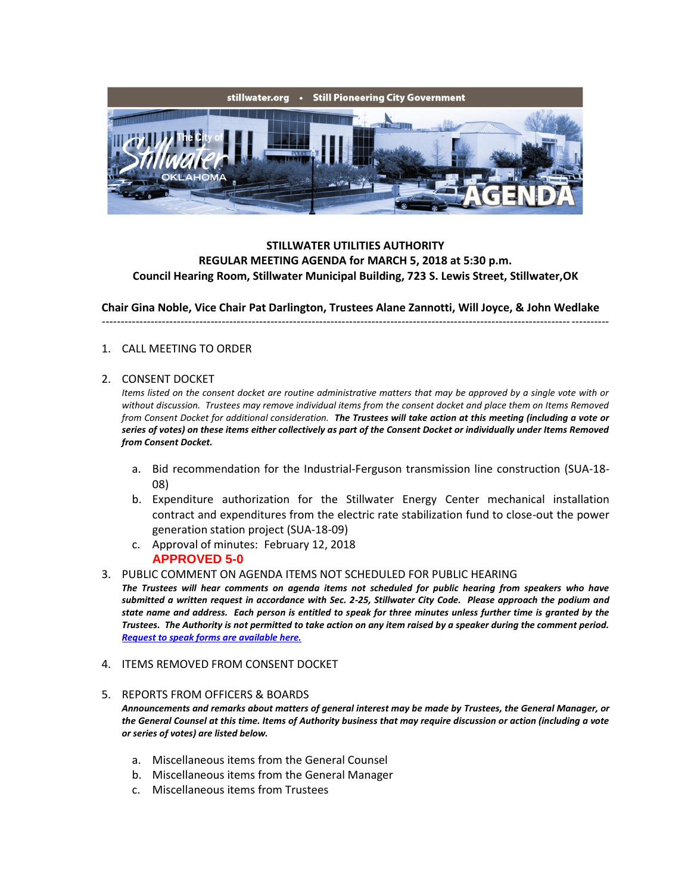stillwater.org • Still Pioneering City Government

The City of Stillwater OKLAHOMA

AGENDA

**STILLWATER UTILITIES AUTHORITY**
**REGULAR MEETING AGENDA for MARCH 5, 2018 at 5:30 p.m.**
**Council Hearing Room, Stillwater Municipal Building, 723 S. Lewis Street, Stillwater,OK**

**Chair Gina Noble, Vice Chair Pat Darlington, Trustees Alane Zannotti, Will Joyce, & John Wedlake**

---

1. CALL MEETING TO ORDER

2. CONSENT DOCKET

   *Items listed on the consent docket are routine administrative matters that may be approved by a single vote with or without discussion. Trustees may remove individual items from the consent docket and place them on Items Removed from Consent Docket for additional consideration.* ***The Trustees will take action at this meeting (including a vote or series of votes) on these items either collectively as part of the Consent Docket or individually under Items Removed from Consent Docket.***

   a. Bid recommendation for the Industrial-Ferguson transmission line construction (SUA-18-08)
   b. Expenditure authorization for the Stillwater Energy Center mechanical installation contract and expenditures from the electric rate stabilization fund to close-out the power generation station project (SUA-18-09)
   c. Approval of minutes: February 12, 2018

   **APPROVED 5-0**

3. PUBLIC COMMENT ON AGENDA ITEMS NOT SCHEDULED FOR PUBLIC HEARING

   ***The Trustees will hear comments on agenda items not scheduled for public hearing from speakers who have submitted a written request in accordance with Sec. 2-25, Stillwater City Code. Please approach the podium and state name and address. Each person is entitled to speak for three minutes unless further time is granted by the Trustees. The Authority is not permitted to take action on any item raised by a speaker during the comment period.*** ***Request to speak forms are available here.***

4. ITEMS REMOVED FROM CONSENT DOCKET

5. REPORTS FROM OFFICERS & BOARDS

   ***Announcements and remarks about matters of general interest may be made by Trustees, the General Manager, or the General Counsel at this time. Items of Authority business that may require discussion or action (including a vote or series of votes) are listed below.***

   a. Miscellaneous items from the General Counsel
   b. Miscellaneous items from the General Manager
   c. Miscellaneous items from Trustees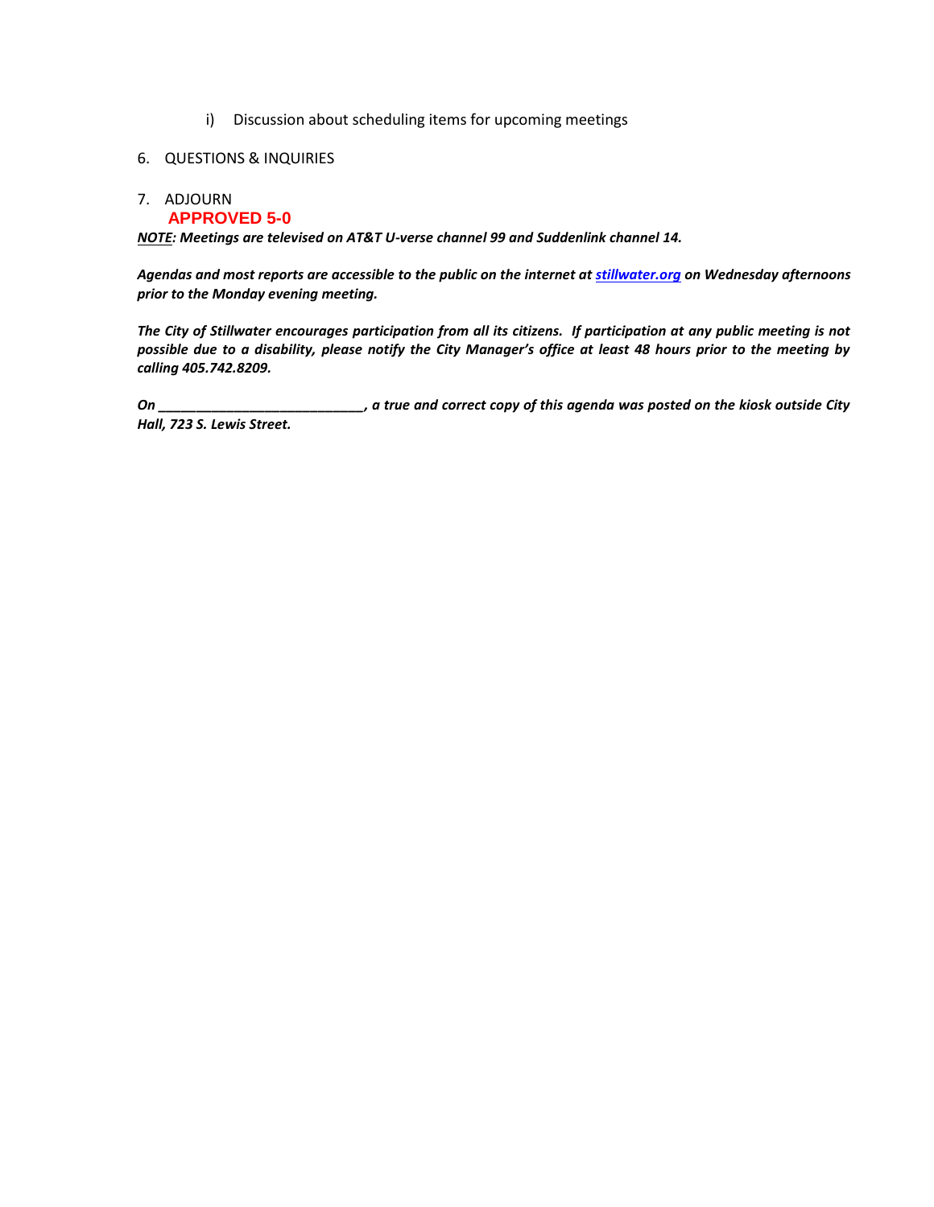i) Discussion about scheduling items for upcoming meetings

6. QUESTIONS & INQUIRIES

7. ADJOURN

**APPROVED 5-0**

***NOTE*: Meetings are televised on AT&T U-verse channel 99 and Suddenlink channel 14.**

***Agendas and most reports are accessible to the public on the internet at [stillwater.org](stillwater.org) on Wednesday afternoons prior to the Monday evening meeting.***

***The City of Stillwater encourages participation from all its citizens. If participation at any public meeting is not possible due to a disability, please notify the City Manager's office at least 48 hours prior to the meeting by calling 405.742.8209.***

***On ___________________________, a true and correct copy of this agenda was posted on the kiosk outside City Hall, 723 S. Lewis Street.***